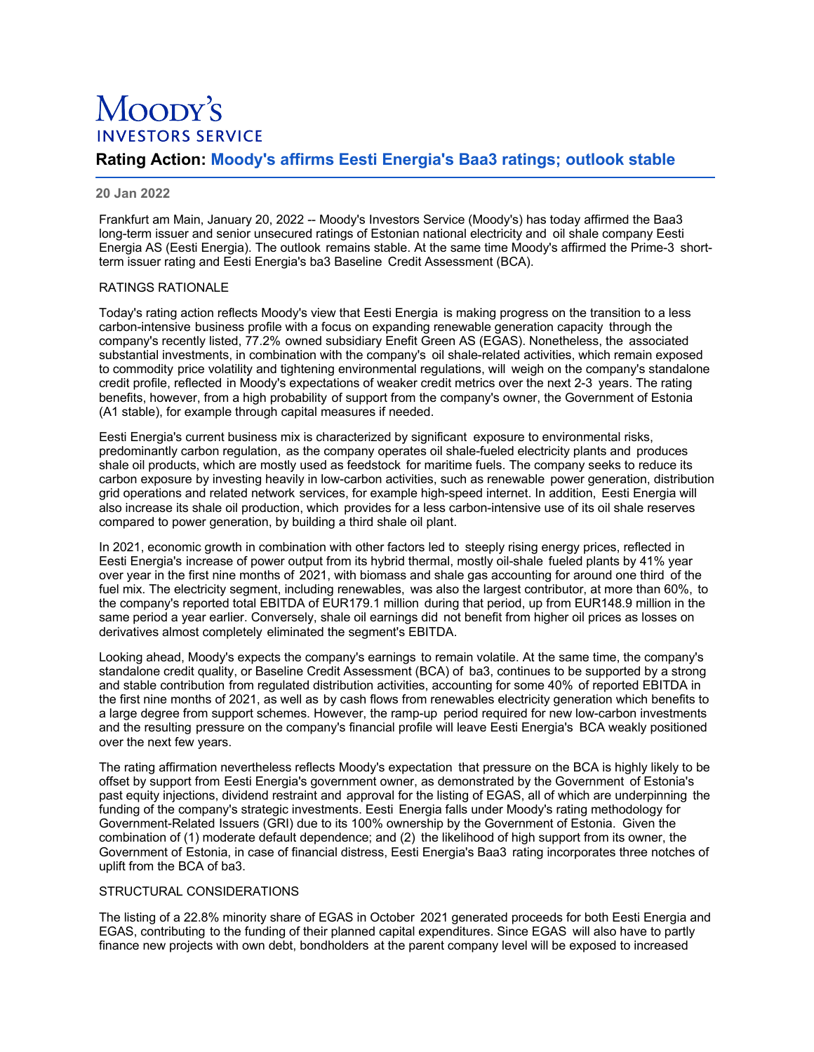Moody's Investors Service

# Rating Action: Moody's affirms Eesti Energia's Baa3 ratings; outlook stable

**20 Jan 2022**

Frankfurt am Main, January 20, 2022 -- Moody's Investors Service (Moody's) has today affirmed the Baa3 long-term issuer and senior unsecured ratings of Estonian national electricity and oil shale company Eesti Energia AS (Eesti Energia). The outlook remains stable. At the same time Moody's affirmed the Prime-3 short-term issuer rating and Eesti Energia's ba3 Baseline Credit Assessment (BCA).

RATINGS RATIONALE

Today's rating action reflects Moody's view that Eesti Energia is making progress on the transition to a less carbon-intensive business profile with a focus on expanding renewable generation capacity through the company's recently listed, 77.2% owned subsidiary Enefit Green AS (EGAS). Nonetheless, the associated substantial investments, in combination with the company's oil shale-related activities, which remain exposed to commodity price volatility and tightening environmental regulations, will weigh on the company's standalone credit profile, reflected in Moody's expectations of weaker credit metrics over the next 2-3 years. The rating benefits, however, from a high probability of support from the company's owner, the Government of Estonia (A1 stable), for example through capital measures if needed.

Eesti Energia's current business mix is characterized by significant exposure to environmental risks, predominantly carbon regulation, as the company operates oil shale-fueled electricity plants and produces shale oil products, which are mostly used as feedstock for maritime fuels. The company seeks to reduce its carbon exposure by investing heavily in low-carbon activities, such as renewable power generation, distribution grid operations and related network services, for example high-speed internet. In addition, Eesti Energia will also increase its shale oil production, which provides for a less carbon-intensive use of its oil shale reserves compared to power generation, by building a third shale oil plant.

In 2021, economic growth in combination with other factors led to steeply rising energy prices, reflected in Eesti Energia's increase of power output from its hybrid thermal, mostly oil-shale fueled plants by 41% year over year in the first nine months of 2021, with biomass and shale gas accounting for around one third of the fuel mix. The electricity segment, including renewables, was also the largest contributor, at more than 60%, to the company's reported total EBITDA of EUR179.1 million during that period, up from EUR148.9 million in the same period a year earlier. Conversely, shale oil earnings did not benefit from higher oil prices as losses on derivatives almost completely eliminated the segment's EBITDA.

Looking ahead, Moody's expects the company's earnings to remain volatile. At the same time, the company's standalone credit quality, or Baseline Credit Assessment (BCA) of ba3, continues to be supported by a strong and stable contribution from regulated distribution activities, accounting for some 40% of reported EBITDA in the first nine months of 2021, as well as by cash flows from renewables electricity generation which benefits to a large degree from support schemes. However, the ramp-up period required for new low-carbon investments and the resulting pressure on the company's financial profile will leave Eesti Energia's BCA weakly positioned over the next few years.

The rating affirmation nevertheless reflects Moody's expectation that pressure on the BCA is highly likely to be offset by support from Eesti Energia's government owner, as demonstrated by the Government of Estonia's past equity injections, dividend restraint and approval for the listing of EGAS, all of which are underpinning the funding of the company's strategic investments. Eesti Energia falls under Moody's rating methodology for Government-Related Issuers (GRI) due to its 100% ownership by the Government of Estonia. Given the combination of (1) moderate default dependence; and (2) the likelihood of high support from its owner, the Government of Estonia, in case of financial distress, Eesti Energia's Baa3 rating incorporates three notches of uplift from the BCA of ba3.

STRUCTURAL CONSIDERATIONS

The listing of a 22.8% minority share of EGAS in October 2021 generated proceeds for both Eesti Energia and EGAS, contributing to the funding of their planned capital expenditures. Since EGAS will also have to partly finance new projects with own debt, bondholders at the parent company level will be exposed to increased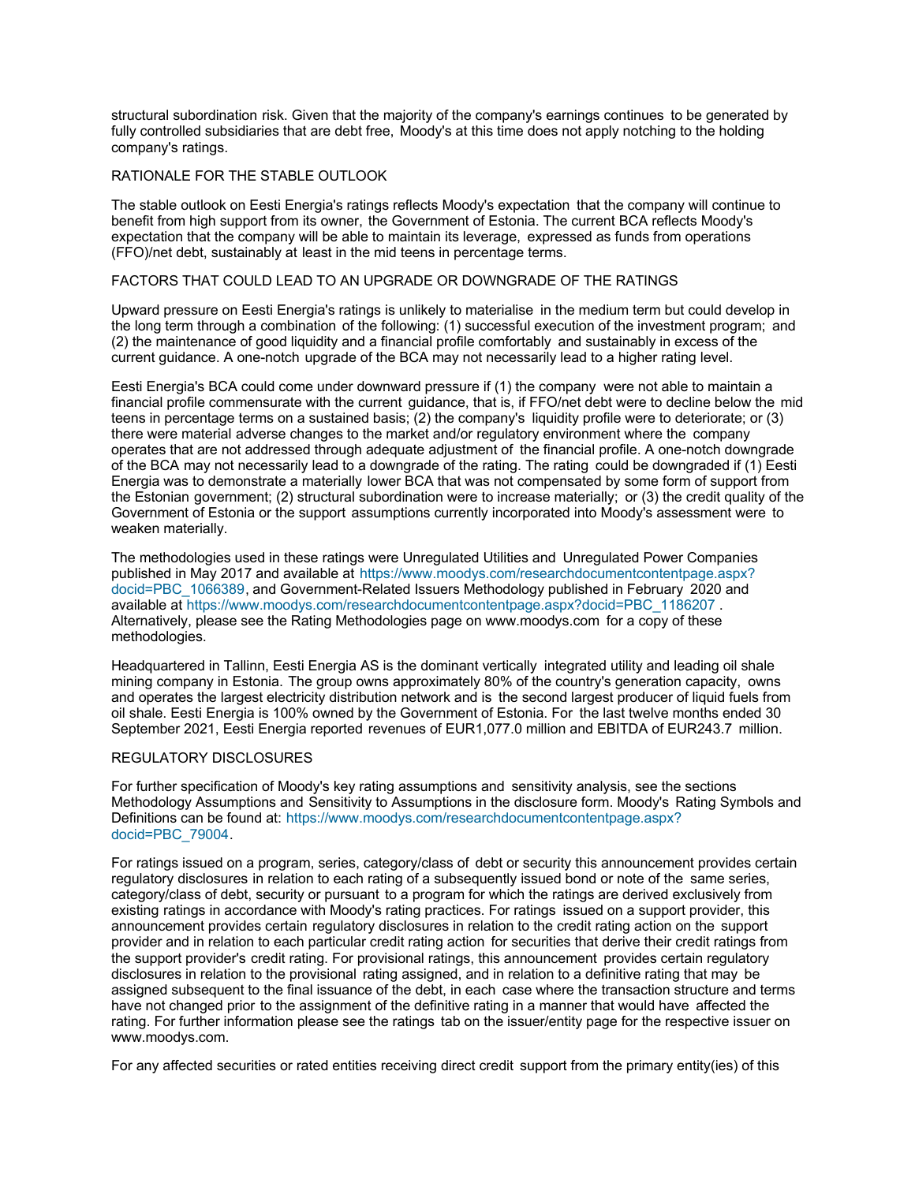structural subordination risk. Given that the majority of the company's earnings continues to be generated by fully controlled subsidiaries that are debt free, Moody's at this time does not apply notching to the holding company's ratings.

RATIONALE FOR THE STABLE OUTLOOK

The stable outlook on Eesti Energia's ratings reflects Moody's expectation that the company will continue to benefit from high support from its owner, the Government of Estonia. The current BCA reflects Moody's expectation that the company will be able to maintain its leverage, expressed as funds from operations (FFO)/net debt, sustainably at least in the mid teens in percentage terms.

FACTORS THAT COULD LEAD TO AN UPGRADE OR DOWNGRADE OF THE RATINGS

Upward pressure on Eesti Energia's ratings is unlikely to materialise in the medium term but could develop in the long term through a combination of the following: (1) successful execution of the investment program; and (2) the maintenance of good liquidity and a financial profile comfortably and sustainably in excess of the current guidance. A one-notch upgrade of the BCA may not necessarily lead to a higher rating level.

Eesti Energia's BCA could come under downward pressure if (1) the company were not able to maintain a financial profile commensurate with the current guidance, that is, if FFO/net debt were to decline below the mid teens in percentage terms on a sustained basis; (2) the company's liquidity profile were to deteriorate; or (3) there were material adverse changes to the market and/or regulatory environment where the company operates that are not addressed through adequate adjustment of the financial profile. A one-notch downgrade of the BCA may not necessarily lead to a downgrade of the rating. The rating could be downgraded if (1) Eesti Energia was to demonstrate a materially lower BCA that was not compensated by some form of support from the Estonian government; (2) structural subordination were to increase materially; or (3) the credit quality of the Government of Estonia or the support assumptions currently incorporated into Moody's assessment were to weaken materially.

The methodologies used in these ratings were Unregulated Utilities and Unregulated Power Companies published in May 2017 and available at https://www.moodys.com/researchdocumentcontentpage.aspx?docid=PBC_1066389, and Government-Related Issuers Methodology published in February 2020 and available at https://www.moodys.com/researchdocumentcontentpage.aspx?docid=PBC_1186207 . Alternatively, please see the Rating Methodologies page on www.moodys.com for a copy of these methodologies.

Headquartered in Tallinn, Eesti Energia AS is the dominant vertically integrated utility and leading oil shale mining company in Estonia. The group owns approximately 80% of the country's generation capacity, owns and operates the largest electricity distribution network and is the second largest producer of liquid fuels from oil shale. Eesti Energia is 100% owned by the Government of Estonia. For the last twelve months ended 30 September 2021, Eesti Energia reported revenues of EUR1,077.0 million and EBITDA of EUR243.7 million.

REGULATORY DISCLOSURES

For further specification of Moody's key rating assumptions and sensitivity analysis, see the sections Methodology Assumptions and Sensitivity to Assumptions in the disclosure form. Moody's Rating Symbols and Definitions can be found at: https://www.moodys.com/researchdocumentcontentpage.aspx?docid=PBC_79004.

For ratings issued on a program, series, category/class of debt or security this announcement provides certain regulatory disclosures in relation to each rating of a subsequently issued bond or note of the same series, category/class of debt, security or pursuant to a program for which the ratings are derived exclusively from existing ratings in accordance with Moody's rating practices. For ratings issued on a support provider, this announcement provides certain regulatory disclosures in relation to the credit rating action on the support provider and in relation to each particular credit rating action for securities that derive their credit ratings from the support provider's credit rating. For provisional ratings, this announcement provides certain regulatory disclosures in relation to the provisional rating assigned, and in relation to a definitive rating that may be assigned subsequent to the final issuance of the debt, in each case where the transaction structure and terms have not changed prior to the assignment of the definitive rating in a manner that would have affected the rating. For further information please see the ratings tab on the issuer/entity page for the respective issuer on www.moodys.com.

For any affected securities or rated entities receiving direct credit support from the primary entity(ies) of this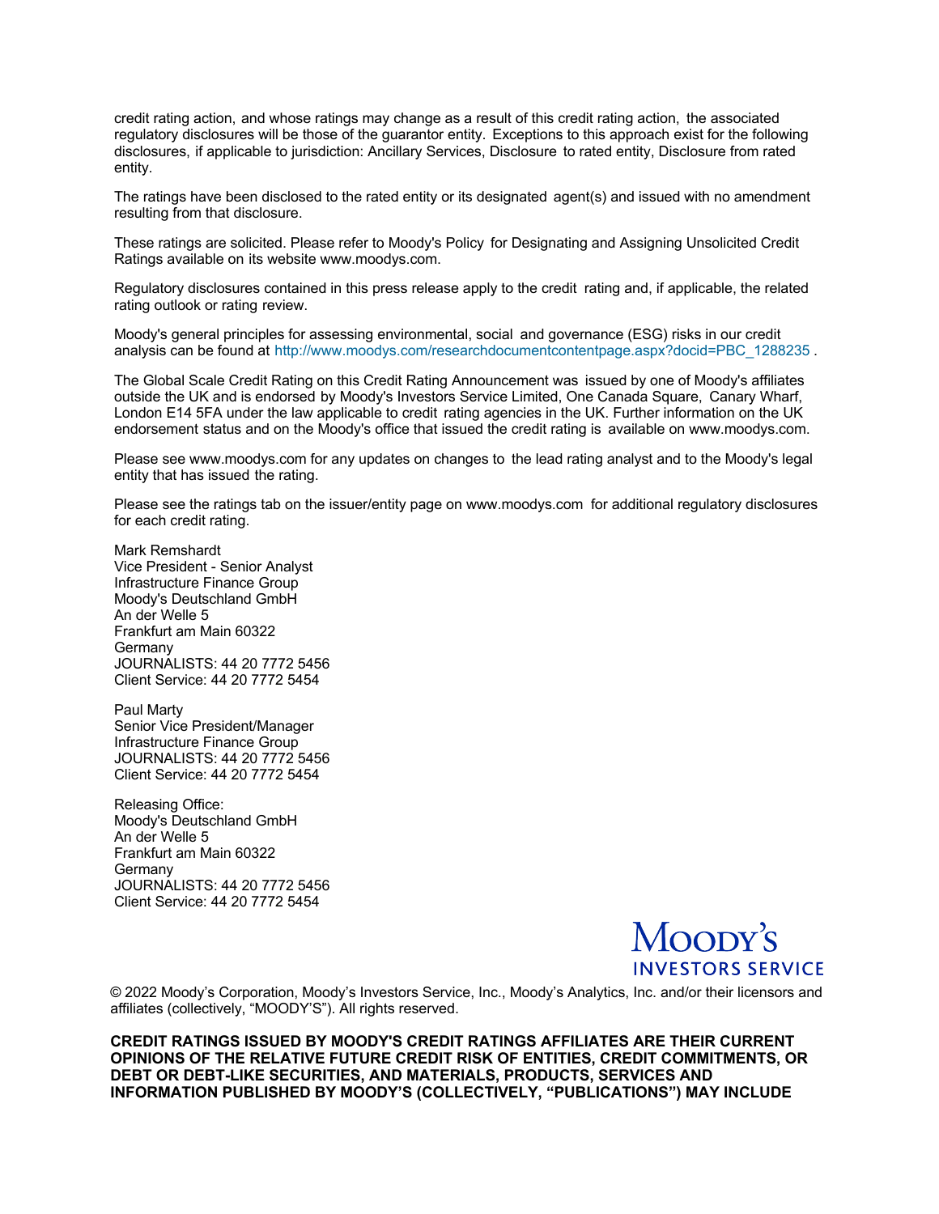credit rating action, and whose ratings may change as a result of this credit rating action, the associated regulatory disclosures will be those of the guarantor entity. Exceptions to this approach exist for the following disclosures, if applicable to jurisdiction: Ancillary Services, Disclosure to rated entity, Disclosure from rated entity.

The ratings have been disclosed to the rated entity or its designated agent(s) and issued with no amendment resulting from that disclosure.

These ratings are solicited. Please refer to Moody's Policy for Designating and Assigning Unsolicited Credit Ratings available on its website www.moodys.com.

Regulatory disclosures contained in this press release apply to the credit rating and, if applicable, the related rating outlook or rating review.

Moody's general principles for assessing environmental, social and governance (ESG) risks in our credit analysis can be found at http://www.moodys.com/researchdocumentcontentpage.aspx?docid=PBC_1288235 .

The Global Scale Credit Rating on this Credit Rating Announcement was issued by one of Moody's affiliates outside the UK and is endorsed by Moody's Investors Service Limited, One Canada Square, Canary Wharf, London E14 5FA under the law applicable to credit rating agencies in the UK. Further information on the UK endorsement status and on the Moody's office that issued the credit rating is available on www.moodys.com.

Please see www.moodys.com for any updates on changes to the lead rating analyst and to the Moody's legal entity that has issued the rating.

Please see the ratings tab on the issuer/entity page on www.moodys.com for additional regulatory disclosures for each credit rating.

Mark Remshardt
Vice President - Senior Analyst
Infrastructure Finance Group
Moody's Deutschland GmbH
An der Welle 5
Frankfurt am Main 60322
Germany
JOURNALISTS: 44 20 7772 5456
Client Service: 44 20 7772 5454

Paul Marty
Senior Vice President/Manager
Infrastructure Finance Group
JOURNALISTS: 44 20 7772 5456
Client Service: 44 20 7772 5454

Releasing Office:
Moody's Deutschland GmbH
An der Welle 5
Frankfurt am Main 60322
Germany
JOURNALISTS: 44 20 7772 5456
Client Service: 44 20 7772 5454

Moody's
INVESTORS SERVICE

© 2022 Moody's Corporation, Moody's Investors Service, Inc., Moody's Analytics, Inc. and/or their licensors and affiliates (collectively, "MOODY'S"). All rights reserved.

**CREDIT RATINGS ISSUED BY MOODY'S CREDIT RATINGS AFFILIATES ARE THEIR CURRENT OPINIONS OF THE RELATIVE FUTURE CREDIT RISK OF ENTITIES, CREDIT COMMITMENTS, OR DEBT OR DEBT-LIKE SECURITIES, AND MATERIALS, PRODUCTS, SERVICES AND INFORMATION PUBLISHED BY MOODY'S (COLLECTIVELY, "PUBLICATIONS") MAY INCLUDE**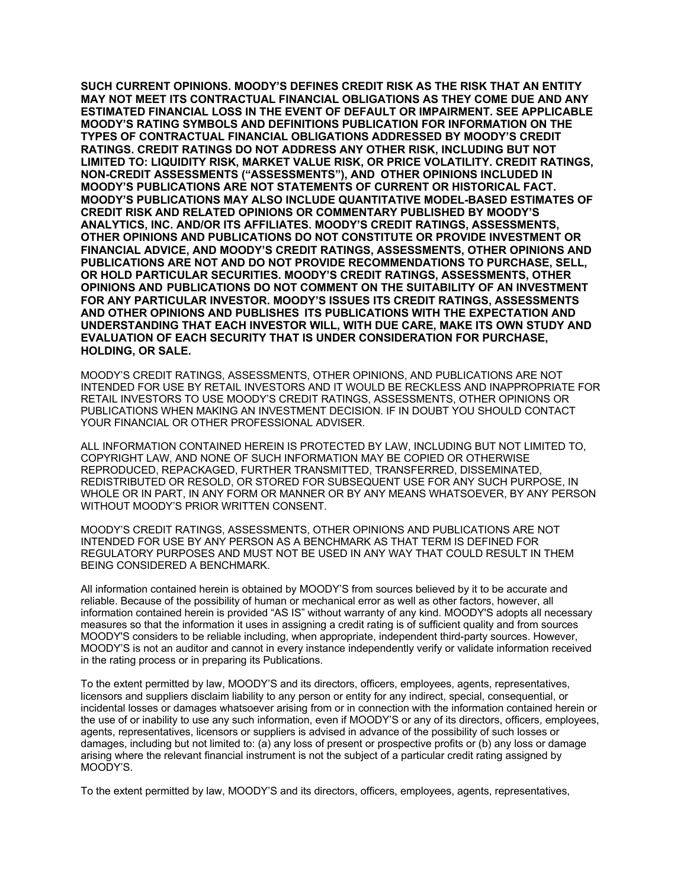**SUCH CURRENT OPINIONS. MOODY'S DEFINES CREDIT RISK AS THE RISK THAT AN ENTITY MAY NOT MEET ITS CONTRACTUAL FINANCIAL OBLIGATIONS AS THEY COME DUE AND ANY ESTIMATED FINANCIAL LOSS IN THE EVENT OF DEFAULT OR IMPAIRMENT. SEE APPLICABLE MOODY'S RATING SYMBOLS AND DEFINITIONS PUBLICATION FOR INFORMATION ON THE TYPES OF CONTRACTUAL FINANCIAL OBLIGATIONS ADDRESSED BY MOODY'S CREDIT RATINGS. CREDIT RATINGS DO NOT ADDRESS ANY OTHER RISK, INCLUDING BUT NOT LIMITED TO: LIQUIDITY RISK, MARKET VALUE RISK, OR PRICE VOLATILITY. CREDIT RATINGS, NON-CREDIT ASSESSMENTS ("ASSESSMENTS"), AND OTHER OPINIONS INCLUDED IN MOODY'S PUBLICATIONS ARE NOT STATEMENTS OF CURRENT OR HISTORICAL FACT. MOODY'S PUBLICATIONS MAY ALSO INCLUDE QUANTITATIVE MODEL-BASED ESTIMATES OF CREDIT RISK AND RELATED OPINIONS OR COMMENTARY PUBLISHED BY MOODY'S ANALYTICS, INC. AND/OR ITS AFFILIATES. MOODY'S CREDIT RATINGS, ASSESSMENTS, OTHER OPINIONS AND PUBLICATIONS DO NOT CONSTITUTE OR PROVIDE INVESTMENT OR FINANCIAL ADVICE, AND MOODY'S CREDIT RATINGS, ASSESSMENTS, OTHER OPINIONS AND PUBLICATIONS ARE NOT AND DO NOT PROVIDE RECOMMENDATIONS TO PURCHASE, SELL, OR HOLD PARTICULAR SECURITIES. MOODY'S CREDIT RATINGS, ASSESSMENTS, OTHER OPINIONS AND PUBLICATIONS DO NOT COMMENT ON THE SUITABILITY OF AN INVESTMENT FOR ANY PARTICULAR INVESTOR. MOODY'S ISSUES ITS CREDIT RATINGS, ASSESSMENTS AND OTHER OPINIONS AND PUBLISHES ITS PUBLICATIONS WITH THE EXPECTATION AND UNDERSTANDING THAT EACH INVESTOR WILL, WITH DUE CARE, MAKE ITS OWN STUDY AND EVALUATION OF EACH SECURITY THAT IS UNDER CONSIDERATION FOR PURCHASE, HOLDING, OR SALE.**

MOODY'S CREDIT RATINGS, ASSESSMENTS, OTHER OPINIONS, AND PUBLICATIONS ARE NOT INTENDED FOR USE BY RETAIL INVESTORS AND IT WOULD BE RECKLESS AND INAPPROPRIATE FOR RETAIL INVESTORS TO USE MOODY'S CREDIT RATINGS, ASSESSMENTS, OTHER OPINIONS OR PUBLICATIONS WHEN MAKING AN INVESTMENT DECISION. IF IN DOUBT YOU SHOULD CONTACT YOUR FINANCIAL OR OTHER PROFESSIONAL ADVISER.

ALL INFORMATION CONTAINED HEREIN IS PROTECTED BY LAW, INCLUDING BUT NOT LIMITED TO, COPYRIGHT LAW, AND NONE OF SUCH INFORMATION MAY BE COPIED OR OTHERWISE REPRODUCED, REPACKAGED, FURTHER TRANSMITTED, TRANSFERRED, DISSEMINATED, REDISTRIBUTED OR RESOLD, OR STORED FOR SUBSEQUENT USE FOR ANY SUCH PURPOSE, IN WHOLE OR IN PART, IN ANY FORM OR MANNER OR BY ANY MEANS WHATSOEVER, BY ANY PERSON WITHOUT MOODY'S PRIOR WRITTEN CONSENT.

MOODY'S CREDIT RATINGS, ASSESSMENTS, OTHER OPINIONS AND PUBLICATIONS ARE NOT INTENDED FOR USE BY ANY PERSON AS A BENCHMARK AS THAT TERM IS DEFINED FOR REGULATORY PURPOSES AND MUST NOT BE USED IN ANY WAY THAT COULD RESULT IN THEM BEING CONSIDERED A BENCHMARK.

All information contained herein is obtained by MOODY'S from sources believed by it to be accurate and reliable. Because of the possibility of human or mechanical error as well as other factors, however, all information contained herein is provided "AS IS" without warranty of any kind. MOODY'S adopts all necessary measures so that the information it uses in assigning a credit rating is of sufficient quality and from sources MOODY'S considers to be reliable including, when appropriate, independent third-party sources. However, MOODY'S is not an auditor and cannot in every instance independently verify or validate information received in the rating process or in preparing its Publications.

To the extent permitted by law, MOODY'S and its directors, officers, employees, agents, representatives, licensors and suppliers disclaim liability to any person or entity for any indirect, special, consequential, or incidental losses or damages whatsoever arising from or in connection with the information contained herein or the use of or inability to use any such information, even if MOODY'S or any of its directors, officers, employees, agents, representatives, licensors or suppliers is advised in advance of the possibility of such losses or damages, including but not limited to: (a) any loss of present or prospective profits or (b) any loss or damage arising where the relevant financial instrument is not the subject of a particular credit rating assigned by MOODY'S.

To the extent permitted by law, MOODY'S and its directors, officers, employees, agents, representatives,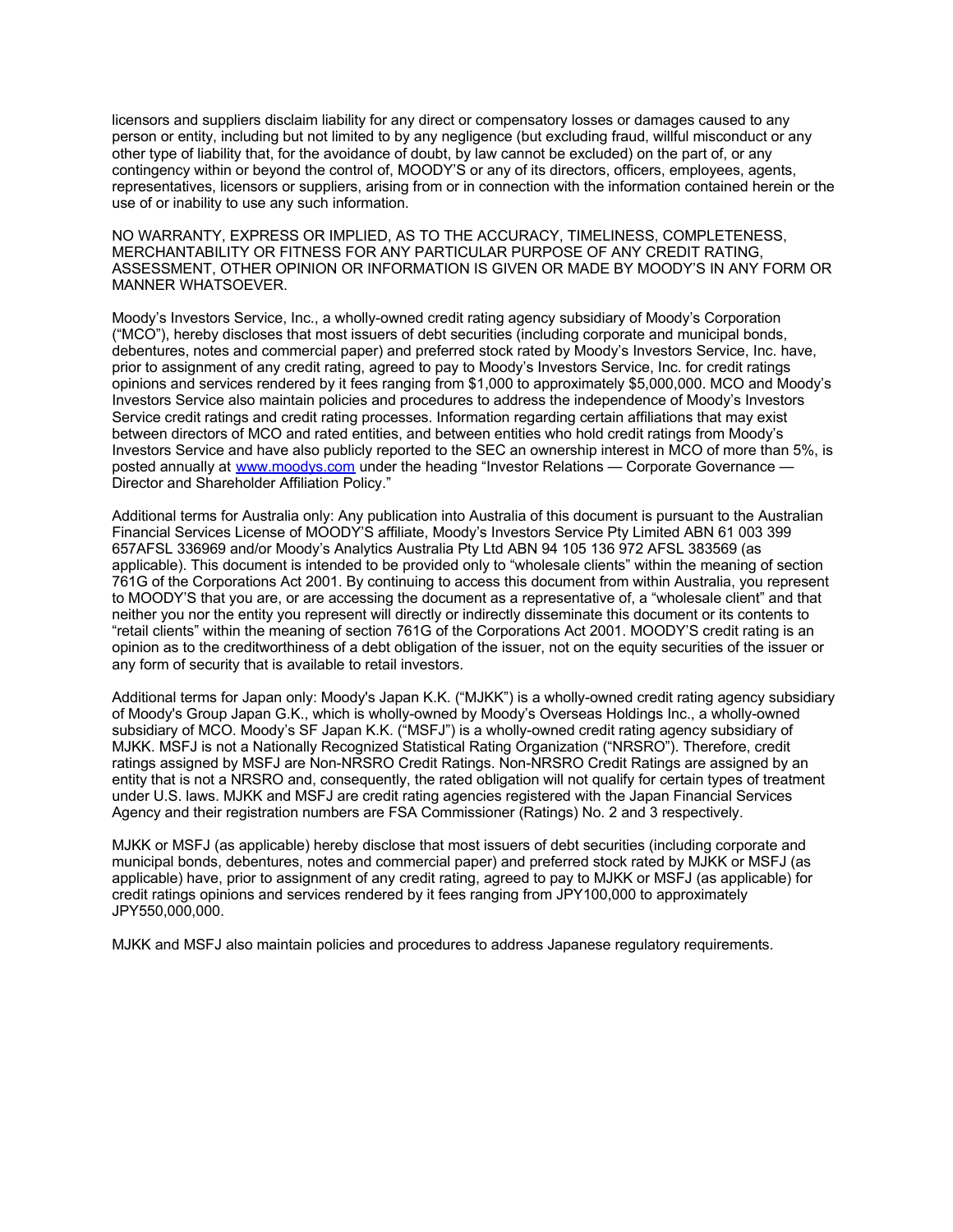licensors and suppliers disclaim liability for any direct or compensatory losses or damages caused to any person or entity, including but not limited to by any negligence (but excluding fraud, willful misconduct or any other type of liability that, for the avoidance of doubt, by law cannot be excluded) on the part of, or any contingency within or beyond the control of, MOODY'S or any of its directors, officers, employees, agents, representatives, licensors or suppliers, arising from or in connection with the information contained herein or the use of or inability to use any such information.

NO WARRANTY, EXPRESS OR IMPLIED, AS TO THE ACCURACY, TIMELINESS, COMPLETENESS, MERCHANTABILITY OR FITNESS FOR ANY PARTICULAR PURPOSE OF ANY CREDIT RATING, ASSESSMENT, OTHER OPINION OR INFORMATION IS GIVEN OR MADE BY MOODY'S IN ANY FORM OR MANNER WHATSOEVER.

Moody's Investors Service, Inc., a wholly-owned credit rating agency subsidiary of Moody's Corporation ("MCO"), hereby discloses that most issuers of debt securities (including corporate and municipal bonds, debentures, notes and commercial paper) and preferred stock rated by Moody's Investors Service, Inc. have, prior to assignment of any credit rating, agreed to pay to Moody's Investors Service, Inc. for credit ratings opinions and services rendered by it fees ranging from $1,000 to approximately $5,000,000. MCO and Moody's Investors Service also maintain policies and procedures to address the independence of Moody's Investors Service credit ratings and credit rating processes. Information regarding certain affiliations that may exist between directors of MCO and rated entities, and between entities who hold credit ratings from Moody's Investors Service and have also publicly reported to the SEC an ownership interest in MCO of more than 5%, is posted annually at [www.moodys.com](http://www.moodys.com) under the heading "Investor Relations — Corporate Governance — Director and Shareholder Affiliation Policy."

Additional terms for Australia only: Any publication into Australia of this document is pursuant to the Australian Financial Services License of MOODY'S affiliate, Moody's Investors Service Pty Limited ABN 61 003 399 657AFSL 336969 and/or Moody's Analytics Australia Pty Ltd ABN 94 105 136 972 AFSL 383569 (as applicable). This document is intended to be provided only to "wholesale clients" within the meaning of section 761G of the Corporations Act 2001. By continuing to access this document from within Australia, you represent to MOODY'S that you are, or are accessing the document as a representative of, a "wholesale client" and that neither you nor the entity you represent will directly or indirectly disseminate this document or its contents to "retail clients" within the meaning of section 761G of the Corporations Act 2001. MOODY'S credit rating is an opinion as to the creditworthiness of a debt obligation of the issuer, not on the equity securities of the issuer or any form of security that is available to retail investors.

Additional terms for Japan only: Moody's Japan K.K. ("MJKK") is a wholly-owned credit rating agency subsidiary of Moody's Group Japan G.K., which is wholly-owned by Moody's Overseas Holdings Inc., a wholly-owned subsidiary of MCO. Moody's SF Japan K.K. ("MSFJ") is a wholly-owned credit rating agency subsidiary of MJKK. MSFJ is not a Nationally Recognized Statistical Rating Organization ("NRSRO"). Therefore, credit ratings assigned by MSFJ are Non-NRSRO Credit Ratings. Non-NRSRO Credit Ratings are assigned by an entity that is not a NRSRO and, consequently, the rated obligation will not qualify for certain types of treatment under U.S. laws. MJKK and MSFJ are credit rating agencies registered with the Japan Financial Services Agency and their registration numbers are FSA Commissioner (Ratings) No. 2 and 3 respectively.

MJKK or MSFJ (as applicable) hereby disclose that most issuers of debt securities (including corporate and municipal bonds, debentures, notes and commercial paper) and preferred stock rated by MJKK or MSFJ (as applicable) have, prior to assignment of any credit rating, agreed to pay to MJKK or MSFJ (as applicable) for credit ratings opinions and services rendered by it fees ranging from JPY100,000 to approximately JPY550,000,000.

MJKK and MSFJ also maintain policies and procedures to address Japanese regulatory requirements.